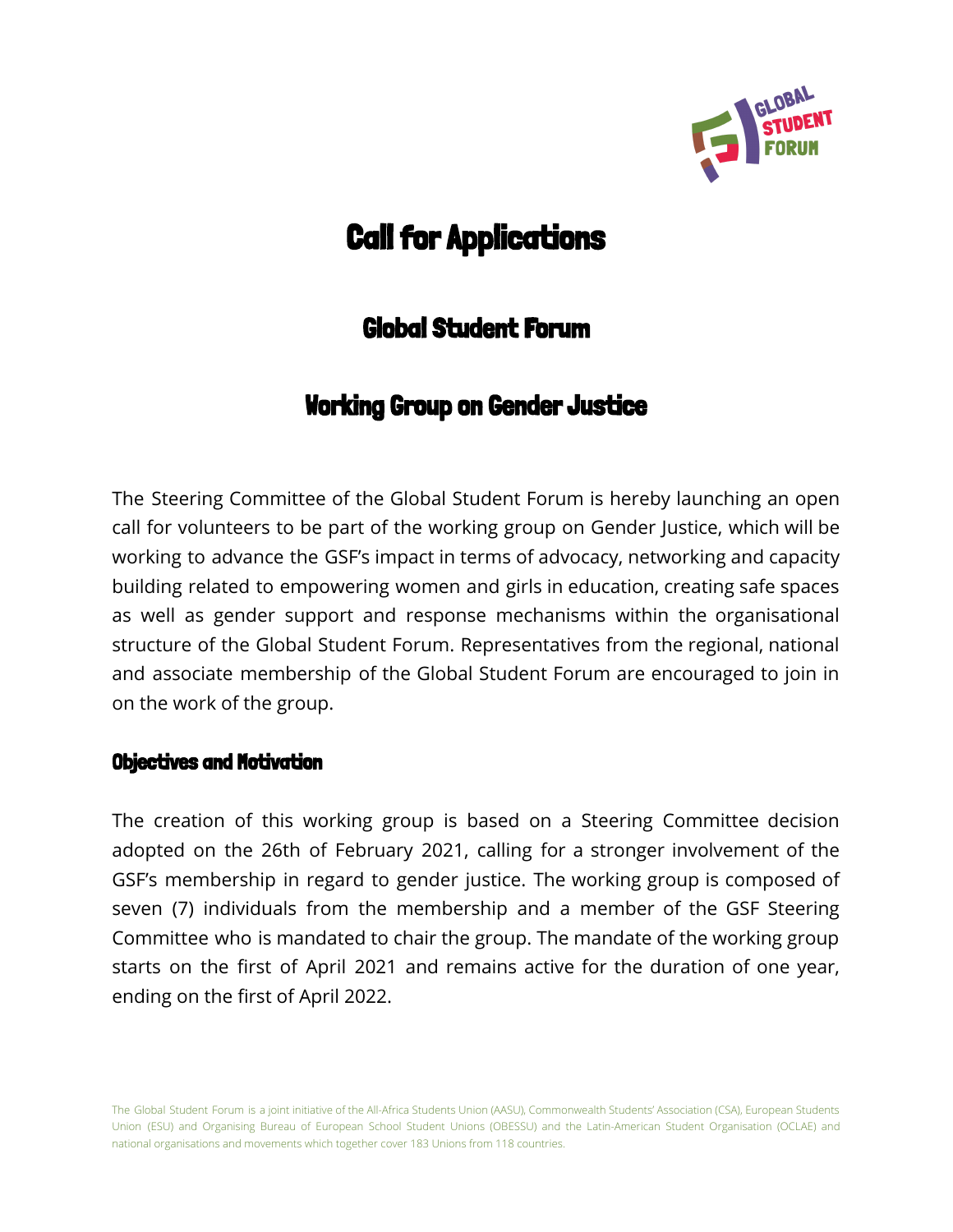# Call for Applications

## Global Student Forum

## Working Group on Gender Justice

The Steering Committee of the Global Student Forum is hereby launching an open call for volunteers to be part of the working group on Gender Justice, which will be working to advance the GSF's impact in terms of advocacy, networking and capacity building related to empowering women and girls in education, creating safe spaces as well as gender support and response mechanisms within the organisational structure of the Global Student Forum. Representatives from the regional, national and associate membership of the Global Student Forum are encouraged to join in on the work of the group.

### Objectives and Motivation

The creation of this working group is based on a Steering Committee decision adopted on the 26th of February 2021, calling for a stronger involvement of the GSF's membership in regard to gender justice. The working group is composed of seven (7) individuals from the membership and a member of the GSF Steering Committee who is mandated to chair the group. The mandate of the working group starts on the first of April 2021 and remains active for the duration of one year, ending on the first of April 2022.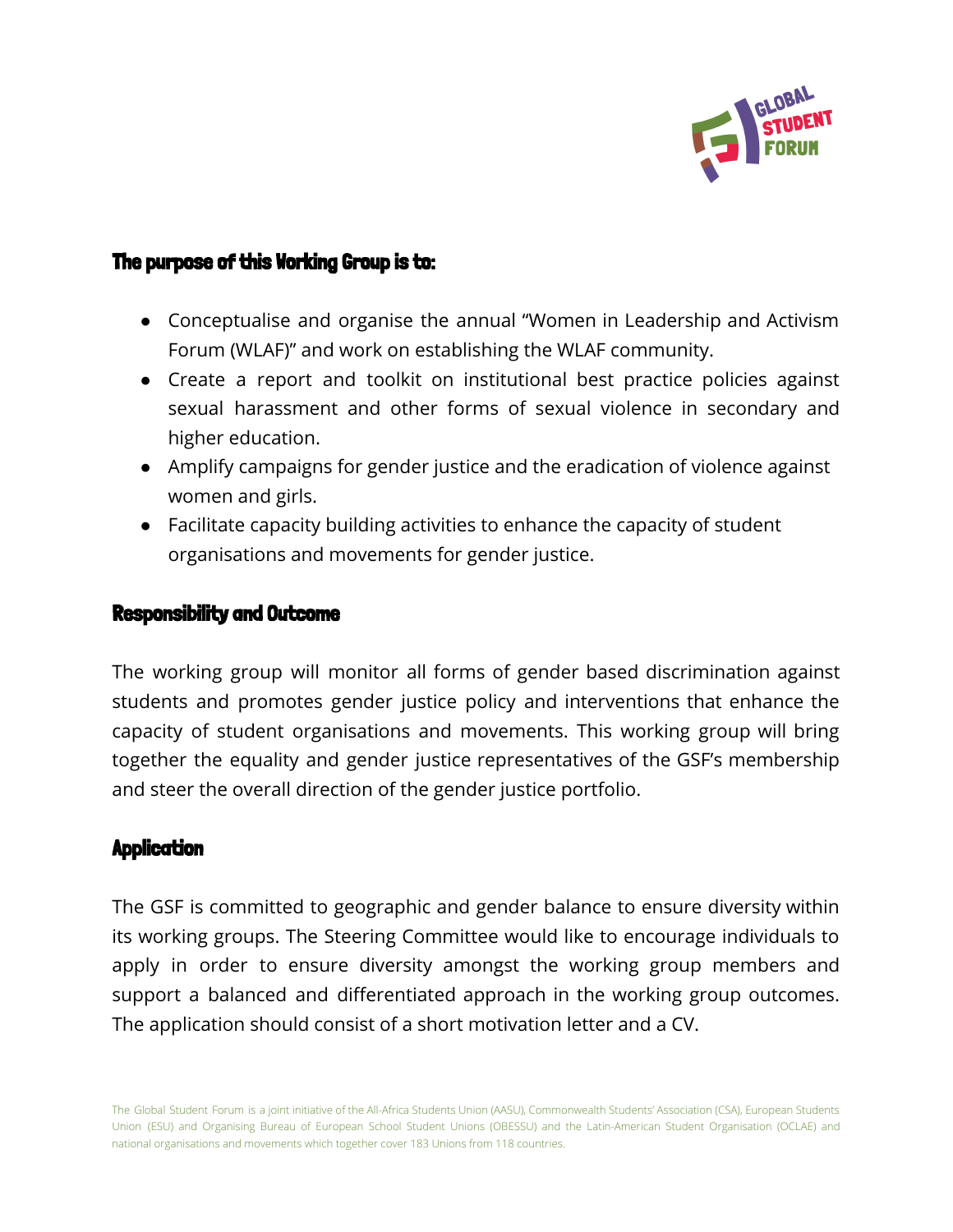## The purpose of this Working Group is to:

- Conceptualise and organise the annual "Women in Leadership and Activism Forum (WLAF)" and work on establishing the WLAF community.
- Create a report and toolkit on institutional best practice policies against sexual harassment and other forms of sexual violence in secondary and higher education.
- Amplify campaigns for gender justice and the eradication of violence against women and girls.
- Facilitate capacity building activities to enhance the capacity of student organisations and movements for gender justice.

## Responsibility and Outcome

The working group will monitor all forms of gender based discrimination against students and promotes gender justice policy and interventions that enhance the capacity of student organisations and movements. This working group will bring together the equality and gender justice representatives of the GSF's membership and steer the overall direction of the gender justice portfolio.

## Application

The GSF is committed to geographic and gender balance to ensure diversity within its working groups. The Steering Committee would like to encourage individuals to apply in order to ensure diversity amongst the working group members and support a balanced and differentiated approach in the working group outcomes. The application should consist of a short motivation letter and a CV.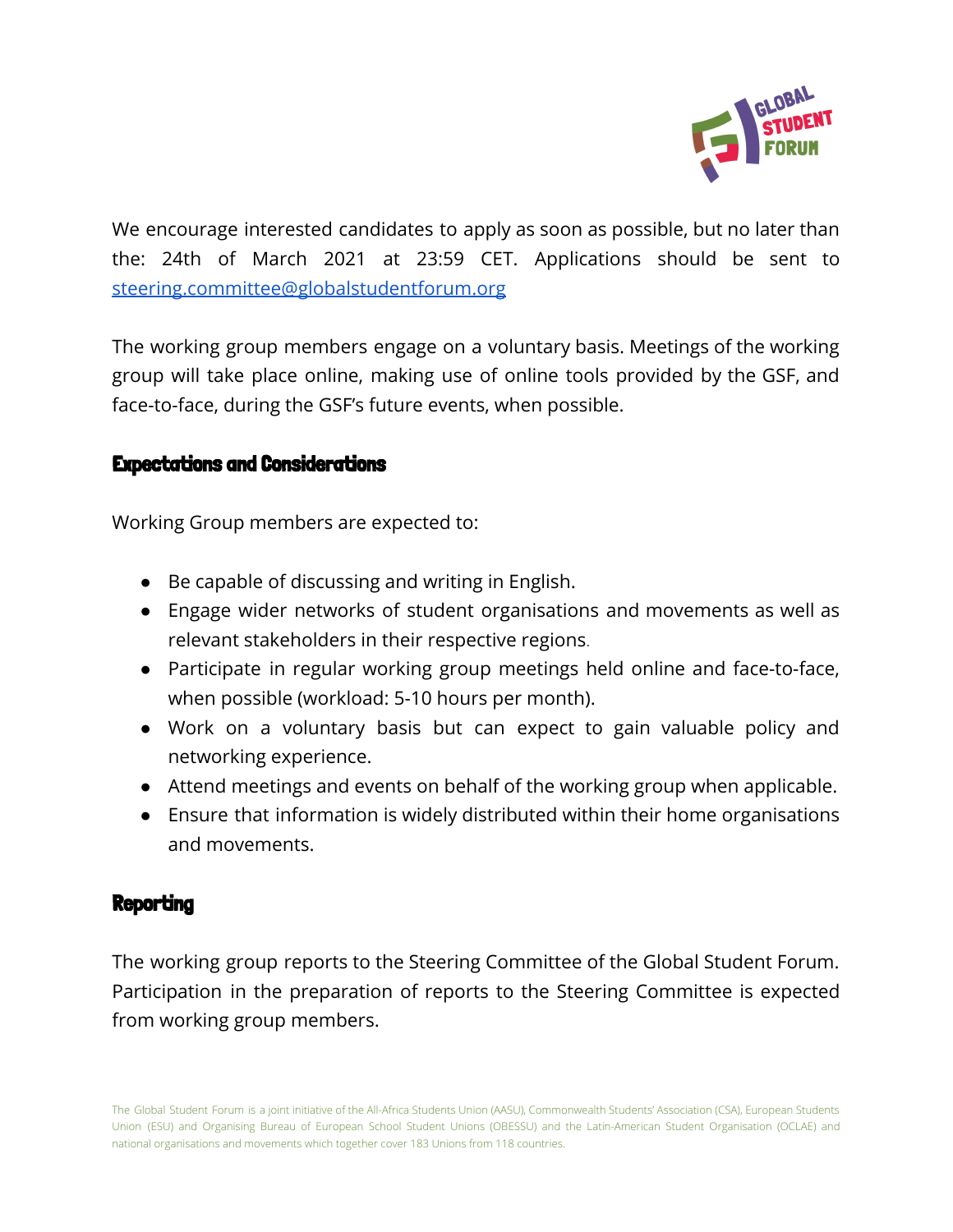We encourage interested candidates to apply as soon as possible, but no later than the: 24th of March 2021 at 23:59 CET. Applications should be sent to steering.committee@globalstudentforum.org

The working group members engage on a voluntary basis. Meetings of the working group will take place online, making use of online tools provided by the GSF, and face-to-face, during the GSF's future events, when possible.

## Expectations and Considerations

Working Group members are expected to:

- Be capable of discussing and writing in English.
- Engage wider networks of student organisations and movements as well as relevant stakeholders in their respective regions.
- Participate in regular working group meetings held online and face-to-face, when possible (workload: 5-10 hours per month).
- Work on a voluntary basis but can expect to gain valuable policy and networking experience.
- Attend meetings and events on behalf of the working group when applicable.
- Ensure that information is widely distributed within their home organisations and movements.

## Reporting

The working group reports to the Steering Committee of the Global Student Forum. Participation in the preparation of reports to the Steering Committee is expected from working group members.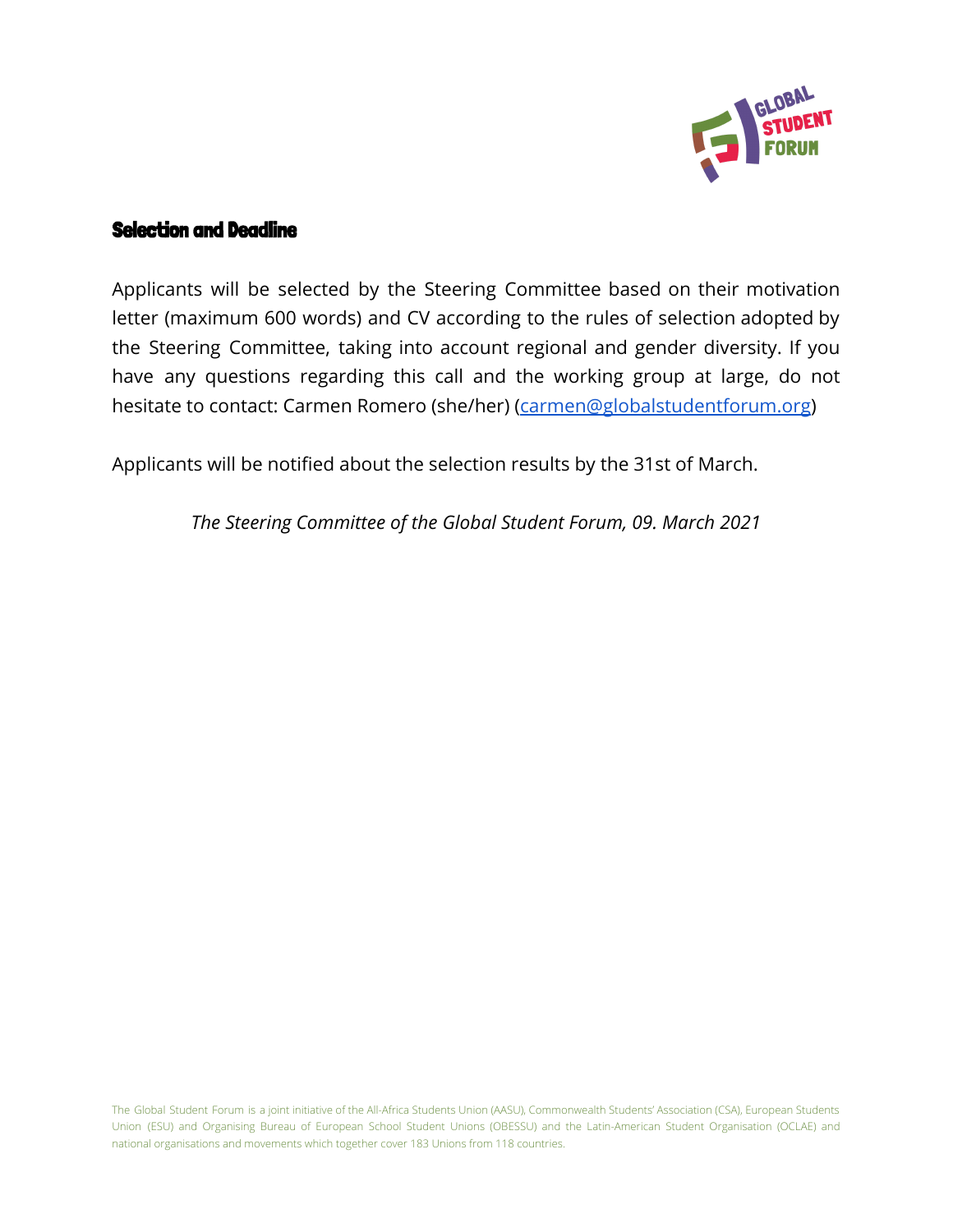## Selection and Deadline

Applicants will be selected by the Steering Committee based on their motivation letter (maximum 600 words) and CV according to the rules of selection adopted by the Steering Committee, taking into account regional and gender diversity. If you have any questions regarding this call and the working group at large, do not hesitate to contact: Carmen Romero (she/her) (carmen@globalstudentforum.org)

Applicants will be notified about the selection results by the 31st of March.

*The Steering Committee of the Global Student Forum, 09. March 2021*